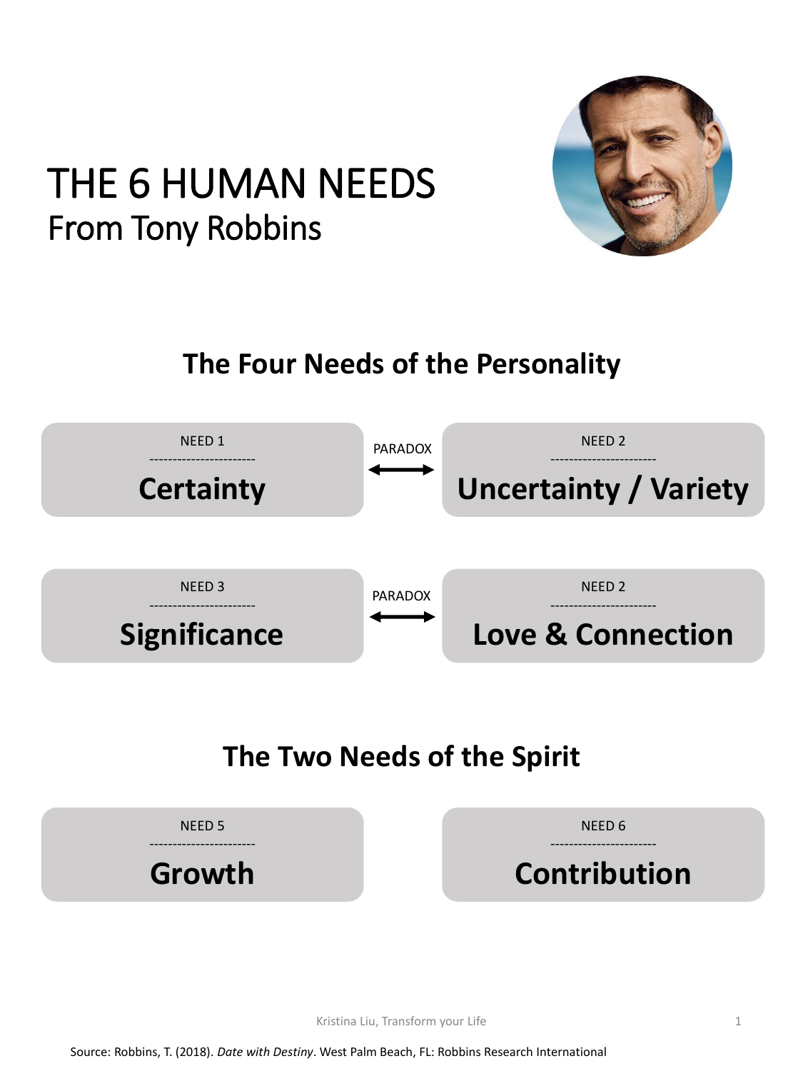# THE 6 HUMAN NEEDS

From Tony Robbins

## The Four Needs of the Personality

NEED 1
-----------------------
**Certainty**

PARADOX ⟷

NEED 2
-----------------------
**Uncertainty / Variety**

NEED 3
-----------------------
**Significance**

PARADOX ⟷

NEED 2
-----------------------
**Love & Connection**

## The Two Needs of the Spirit

NEED 5
-----------------------
**Growth**

NEED 6
-----------------------
**Contribution**

Kristina Liu, Transform your Life

Source: Robbins, T. (2018). *Date with Destiny*. West Palm Beach, FL: Robbins Research International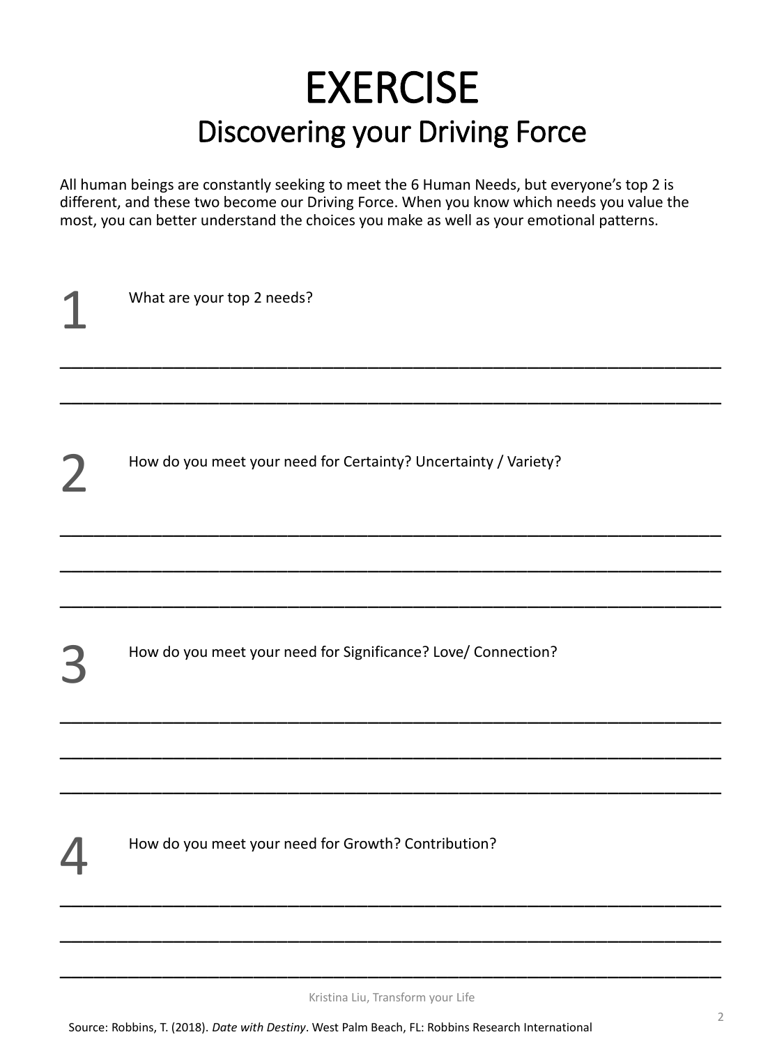# EXERCISE

## Discovering your Driving Force

All human beings are constantly seeking to meet the 6 Human Needs, but everyone's top 2 is different, and these two become our Driving Force. When you know which needs you value the most, you can better understand the choices you make as well as your emotional patterns.

**1** What are your top 2 needs?

______________________________________________________________________

______________________________________________________________________

**2** How do you meet your need for Certainty? Uncertainty / Variety?

______________________________________________________________________

______________________________________________________________________

______________________________________________________________________

**3** How do you meet your need for Significance? Love/ Connection?

______________________________________________________________________

______________________________________________________________________

______________________________________________________________________

**4** How do you meet your need for Growth? Contribution?

______________________________________________________________________

______________________________________________________________________

______________________________________________________________________

Kristina Liu, Transform your Life

Source: Robbins, T. (2018). *Date with Destiny*. West Palm Beach, FL: Robbins Research International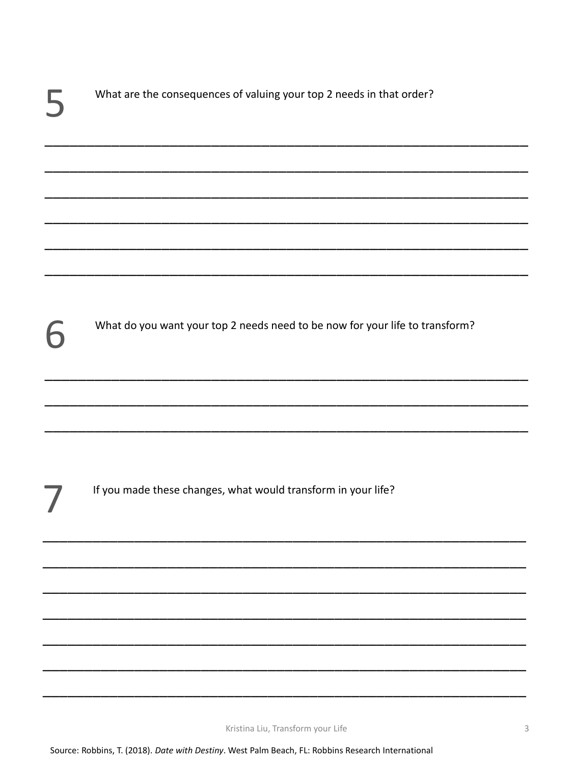## 5

What are the consequences of valuing your top 2 needs in that order?

______________________________________________________________________

______________________________________________________________________

______________________________________________________________________

______________________________________________________________________

______________________________________________________________________

______________________________________________________________________

## 6

What do you want your top 2 needs need to be now for your life to transform?

______________________________________________________________________

______________________________________________________________________

______________________________________________________________________

## 7

If you made these changes, what would transform in your life?

______________________________________________________________________

______________________________________________________________________

______________________________________________________________________

______________________________________________________________________

______________________________________________________________________

______________________________________________________________________

______________________________________________________________________

Source: Robbins, T. (2018). *Date with Destiny*. West Palm Beach, FL: Robbins Research International